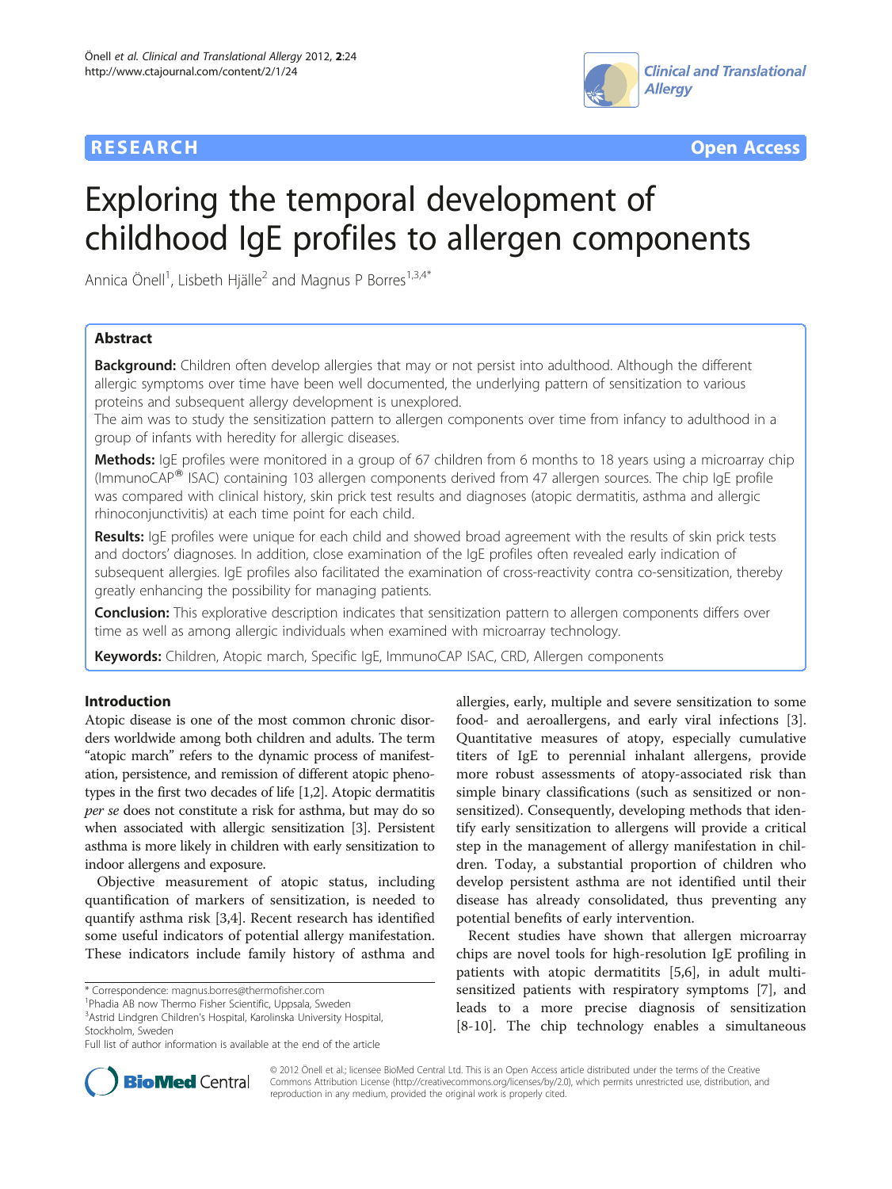RESEARCH Open Access

# Exploring the temporal development of childhood IgE profiles to allergen components

Annica Önell[1], Lisbeth Hjälle[2] and Magnus P Borres[1,3,4*]

## Abstract

**Background:** Children often develop allergies that may or not persist into adulthood. Although the different allergic symptoms over time have been well documented, the underlying pattern of sensitization to various proteins and subsequent allergy development is unexplored.

The aim was to study the sensitization pattern to allergen components over time from infancy to adulthood in a group of infants with heredity for allergic diseases.

**Methods:** IgE profiles were monitored in a group of 67 children from 6 months to 18 years using a microarray chip (ImmunoCAP® ISAC) containing 103 allergen components derived from 47 allergen sources. The chip IgE profile was compared with clinical history, skin prick test results and diagnoses (atopic dermatitis, asthma and allergic rhinoconjunctivitis) at each time point for each child.

**Results:** IgE profiles were unique for each child and showed broad agreement with the results of skin prick tests and doctors' diagnoses. In addition, close examination of the IgE profiles often revealed early indication of subsequent allergies. IgE profiles also facilitated the examination of cross-reactivity contra co-sensitization, thereby greatly enhancing the possibility for managing patients.

**Conclusion:** This explorative description indicates that sensitization pattern to allergen components differs over time as well as among allergic individuals when examined with microarray technology.

**Keywords:** Children, Atopic march, Specific IgE, ImmunoCAP ISAC, CRD, Allergen components

## Introduction

Atopic disease is one of the most common chronic disorders worldwide among both children and adults. The term "atopic march" refers to the dynamic process of manifestation, persistence, and remission of different atopic phenotypes in the first two decades of life [1,2]. Atopic dermatitis *per se* does not constitute a risk for asthma, but may do so when associated with allergic sensitization [3]. Persistent asthma is more likely in children with early sensitization to indoor allergens and exposure.

Objective measurement of atopic status, including quantification of markers of sensitization, is needed to quantify asthma risk [3,4]. Recent research has identified some useful indicators of potential allergy manifestation. These indicators include family history of asthma and allergies, early, multiple and severe sensitization to some food- and aeroallergens, and early viral infections [3]. Quantitative measures of atopy, especially cumulative titers of IgE to perennial inhalant allergens, provide more robust assessments of atopy-associated risk than simple binary classifications (such as sensitized or non-sensitized). Consequently, developing methods that identify early sensitization to allergens will provide a critical step in the management of allergy manifestation in children. Today, a substantial proportion of children who develop persistent asthma are not identified until their disease has already consolidated, thus preventing any potential benefits of early intervention.

Recent studies have shown that allergen microarray chips are novel tools for high-resolution IgE profiling in patients with atopic dermatitis [5,6], in adult multi-sensitized patients with respiratory symptoms [7], and leads to a more precise diagnosis of sensitization [8-10]. The chip technology enables a simultaneous

\* Correspondence: magnus.borres@thermofisher.com
[1]Phadia AB now Thermo Fisher Scientific, Uppsala, Sweden
[3]Astrid Lindgren Children's Hospital, Karolinska University Hospital, Stockholm, Sweden
Full list of author information is available at the end of the article

© 2012 Önell et al.; licensee BioMed Central Ltd. This is an Open Access article distributed under the terms of the Creative Commons Attribution License (http://creativecommons.org/licenses/by/2.0), which permits unrestricted use, distribution, and reproduction in any medium, provided the original work is properly cited.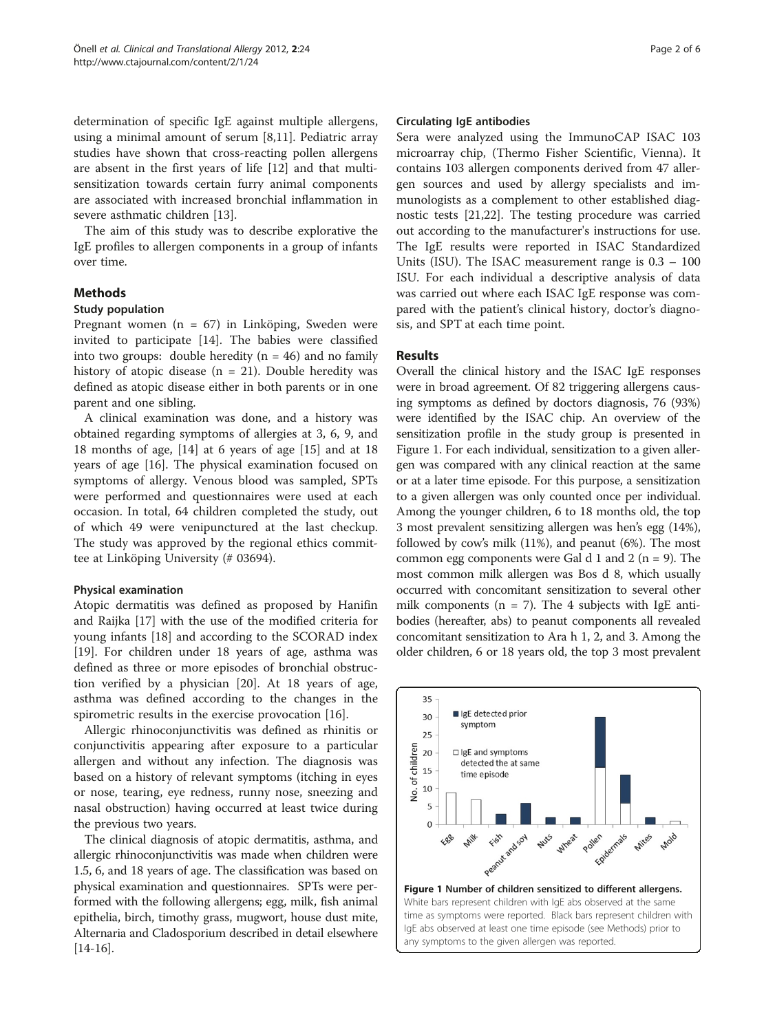determination of specific IgE against multiple allergens, using a minimal amount of serum [8,11]. Pediatric array studies have shown that cross-reacting pollen allergens are absent in the first years of life [12] and that multi-sensitization towards certain furry animal components are associated with increased bronchial inflammation in severe asthmatic children [13].

The aim of this study was to describe explorative the IgE profiles to allergen components in a group of infants over time.

## Methods

### Study population

Pregnant women (n = 67) in Linköping, Sweden were invited to participate [14]. The babies were classified into two groups: double heredity (n = 46) and no family history of atopic disease (n = 21). Double heredity was defined as atopic disease either in both parents or in one parent and one sibling.

A clinical examination was done, and a history was obtained regarding symptoms of allergies at 3, 6, 9, and 18 months of age, [14] at 6 years of age [15] and at 18 years of age [16]. The physical examination focused on symptoms of allergy. Venous blood was sampled, SPTs were performed and questionnaires were used at each occasion. In total, 64 children completed the study, out of which 49 were venipunctured at the last checkup. The study was approved by the regional ethics committee at Linköping University (# 03694).

### Physical examination

Atopic dermatitis was defined as proposed by Hanifin and Raijka [17] with the use of the modified criteria for young infants [18] and according to the SCORAD index [19]. For children under 18 years of age, asthma was defined as three or more episodes of bronchial obstruction verified by a physician [20]. At 18 years of age, asthma was defined according to the changes in the spirometric results in the exercise provocation [16].

Allergic rhinoconjunctivitis was defined as rhinitis or conjunctivitis appearing after exposure to a particular allergen and without any infection. The diagnosis was based on a history of relevant symptoms (itching in eyes or nose, tearing, eye redness, runny nose, sneezing and nasal obstruction) having occurred at least twice during the previous two years.

The clinical diagnosis of atopic dermatitis, asthma, and allergic rhinoconjunctivitis was made when children were 1.5, 6, and 18 years of age. The classification was based on physical examination and questionnaires. SPTs were performed with the following allergens; egg, milk, fish animal epithelia, birch, timothy grass, mugwort, house dust mite, Alternaria and Cladosporium described in detail elsewhere [14-16].

### Circulating IgE antibodies

Sera were analyzed using the ImmunoCAP ISAC 103 microarray chip, (Thermo Fisher Scientific, Vienna). It contains 103 allergen components derived from 47 allergen sources and used by allergy specialists and immunologists as a complement to other established diagnostic tests [21,22]. The testing procedure was carried out according to the manufacturer's instructions for use. The IgE results were reported in ISAC Standardized Units (ISU). The ISAC measurement range is 0.3 – 100 ISU. For each individual a descriptive analysis of data was carried out where each ISAC IgE response was compared with the patient's clinical history, doctor's diagnosis, and SPT at each time point.

## Results

Overall the clinical history and the ISAC IgE responses were in broad agreement. Of 82 triggering allergens causing symptoms as defined by doctors diagnosis, 76 (93%) were identified by the ISAC chip. An overview of the sensitization profile in the study group is presented in Figure 1. For each individual, sensitization to a given allergen was compared with any clinical reaction at the same or at a later time episode. For this purpose, a sensitization to a given allergen was only counted once per individual. Among the younger children, 6 to 18 months old, the top 3 most prevalent sensitizing allergen was hen's egg (14%), followed by cow's milk (11%), and peanut (6%). The most common egg components were Gal d 1 and 2 (n = 9). The most common milk allergen was Bos d 8, which usually occurred with concomitant sensitization to several other milk components (n = 7). The 4 subjects with IgE antibodies (hereafter, abs) to peanut components all revealed concomitant sensitization to Ara h 1, 2, and 3. Among the older children, 6 or 18 years old, the top 3 most prevalent

**Figure 1 Number of children sensitized to different allergens.** White bars represent children with IgE abs observed at the same time as symptoms were reported. Black bars represent children with IgE abs observed at least one time episode (see Methods) prior to any symptoms to the given allergen was reported.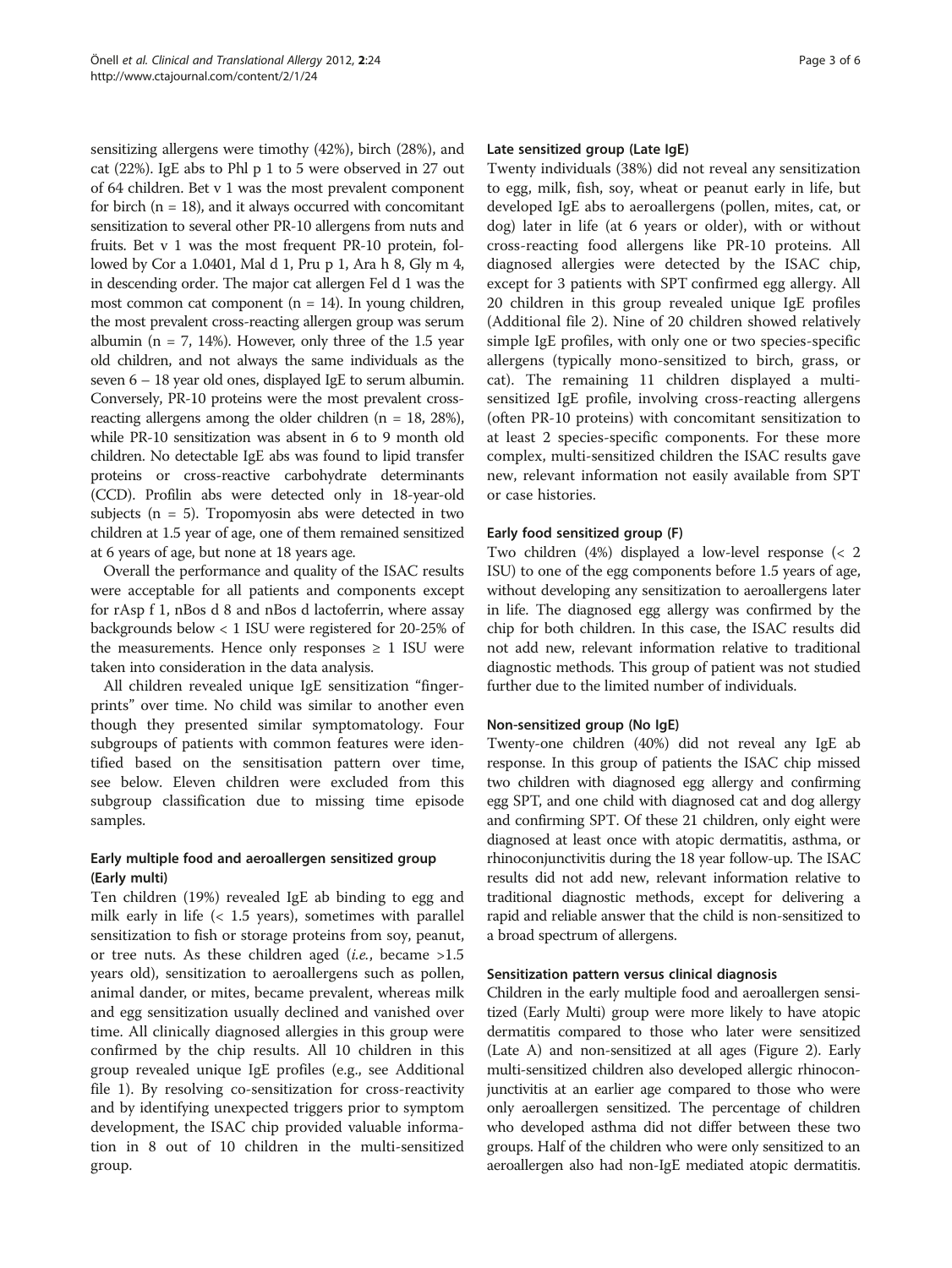sensitizing allergens were timothy (42%), birch (28%), and cat (22%). IgE abs to Phl p 1 to 5 were observed in 27 out of 64 children. Bet v 1 was the most prevalent component for birch (n = 18), and it always occurred with concomitant sensitization to several other PR-10 allergens from nuts and fruits. Bet v 1 was the most frequent PR-10 protein, followed by Cor a 1.0401, Mal d 1, Pru p 1, Ara h 8, Gly m 4, in descending order. The major cat allergen Fel d 1 was the most common cat component (n = 14). In young children, the most prevalent cross-reacting allergen group was serum albumin (n = 7, 14%). However, only three of the 1.5 year old children, and not always the same individuals as the seven 6 – 18 year old ones, displayed IgE to serum albumin. Conversely, PR-10 proteins were the most prevalent cross-reacting allergens among the older children (n = 18, 28%), while PR-10 sensitization was absent in 6 to 9 month old children. No detectable IgE abs was found to lipid transfer proteins or cross-reactive carbohydrate determinants (CCD). Profilin abs were detected only in 18-year-old subjects (n = 5). Tropomyosin abs were detected in two children at 1.5 year of age, one of them remained sensitized at 6 years of age, but none at 18 years age.

Overall the performance and quality of the ISAC results were acceptable for all patients and components except for rAsp f 1, nBos d 8 and nBos d lactoferrin, where assay backgrounds below < 1 ISU were registered for 20-25% of the measurements. Hence only responses ≥ 1 ISU were taken into consideration in the data analysis.

All children revealed unique IgE sensitization "fingerprints" over time. No child was similar to another even though they presented similar symptomatology. Four subgroups of patients with common features were identified based on the sensitisation pattern over time, see below. Eleven children were excluded from this subgroup classification due to missing time episode samples.

### Early multiple food and aeroallergen sensitized group (Early multi)

Ten children (19%) revealed IgE ab binding to egg and milk early in life (< 1.5 years), sometimes with parallel sensitization to fish or storage proteins from soy, peanut, or tree nuts. As these children aged (*i.e.*, became >1.5 years old), sensitization to aeroallergens such as pollen, animal dander, or mites, became prevalent, whereas milk and egg sensitization usually declined and vanished over time. All clinically diagnosed allergies in this group were confirmed by the chip results. All 10 children in this group revealed unique IgE profiles (e.g., see Additional file 1). By resolving co-sensitization for cross-reactivity and by identifying unexpected triggers prior to symptom development, the ISAC chip provided valuable information in 8 out of 10 children in the multi-sensitized group.

### Late sensitized group (Late IgE)

Twenty individuals (38%) did not reveal any sensitization to egg, milk, fish, soy, wheat or peanut early in life, but developed IgE abs to aeroallergens (pollen, mites, cat, or dog) later in life (at 6 years or older), with or without cross-reacting food allergens like PR-10 proteins. All diagnosed allergies were detected by the ISAC chip, except for 3 patients with SPT confirmed egg allergy. All 20 children in this group revealed unique IgE profiles (Additional file 2). Nine of 20 children showed relatively simple IgE profiles, with only one or two species-specific allergens (typically mono-sensitized to birch, grass, or cat). The remaining 11 children displayed a multi-sensitized IgE profile, involving cross-reacting allergens (often PR-10 proteins) with concomitant sensitization to at least 2 species-specific components. For these more complex, multi-sensitized children the ISAC results gave new, relevant information not easily available from SPT or case histories.

### Early food sensitized group (F)

Two children (4%) displayed a low-level response (< 2 ISU) to one of the egg components before 1.5 years of age, without developing any sensitization to aeroallergens later in life. The diagnosed egg allergy was confirmed by the chip for both children. In this case, the ISAC results did not add new, relevant information relative to traditional diagnostic methods. This group of patient was not studied further due to the limited number of individuals.

### Non-sensitized group (No IgE)

Twenty-one children (40%) did not reveal any IgE ab response. In this group of patients the ISAC chip missed two children with diagnosed egg allergy and confirming egg SPT, and one child with diagnosed cat and dog allergy and confirming SPT. Of these 21 children, only eight were diagnosed at least once with atopic dermatitis, asthma, or rhinoconjunctivitis during the 18 year follow-up. The ISAC results did not add new, relevant information relative to traditional diagnostic methods, except for delivering a rapid and reliable answer that the child is non-sensitized to a broad spectrum of allergens.

### Sensitization pattern versus clinical diagnosis

Children in the early multiple food and aeroallergen sensitized (Early Multi) group were more likely to have atopic dermatitis compared to those who later were sensitized (Late A) and non-sensitized at all ages (Figure 2). Early multi-sensitized children also developed allergic rhinoconjunctivitis at an earlier age compared to those who were only aeroallergen sensitized. The percentage of children who developed asthma did not differ between these two groups. Half of the children who were only sensitized to an aeroallergen also had non-IgE mediated atopic dermatitis.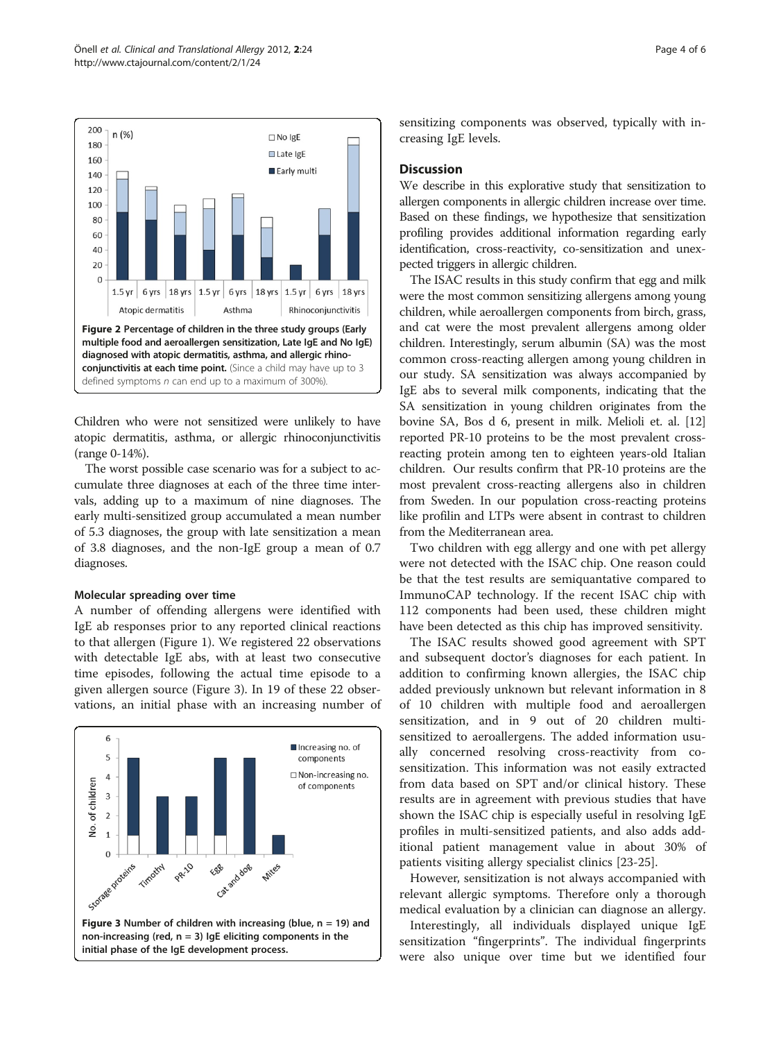Figure 2 Percentage of children in the three study groups (Early multiple food and aeroallergen sensitization, Late IgE and No IgE) diagnosed with atopic dermatitis, asthma, and allergic rhinoconjunctivitis at each time point. (Since a child may have up to 3 defined symptoms *n* can end up to a maximum of 300%).

Children who were not sensitized were unlikely to have atopic dermatitis, asthma, or allergic rhinoconjunctivitis (range 0-14%).

The worst possible case scenario was for a subject to accumulate three diagnoses at each of the three time intervals, adding up to a maximum of nine diagnoses. The early multi-sensitized group accumulated a mean number of 5.3 diagnoses, the group with late sensitization a mean of 3.8 diagnoses, and the non-IgE group a mean of 0.7 diagnoses.

### Molecular spreading over time

A number of offending allergens were identified with IgE ab responses prior to any reported clinical reactions to that allergen (Figure 1). We registered 22 observations with detectable IgE abs, with at least two consecutive time episodes, following the actual time episode to a given allergen source (Figure 3). In 19 of these 22 observations, an initial phase with an increasing number of sensitizing components was observed, typically with increasing IgE levels.

Figure 3 Number of children with increasing (blue, n = 19) and non-increasing (red, n = 3) IgE eliciting components in the initial phase of the IgE development process.

## Discussion

We describe in this explorative study that sensitization to allergen components in allergic children increase over time. Based on these findings, we hypothesize that sensitization profiling provides additional information regarding early identification, cross-reactivity, co-sensitization and unexpected triggers in allergic children.

The ISAC results in this study confirm that egg and milk were the most common sensitizing allergens among young children, while aeroallergen components from birch, grass, and cat were the most prevalent allergens among older children. Interestingly, serum albumin (SA) was the most common cross-reacting allergen among young children in our study. SA sensitization was always accompanied by IgE abs to several milk components, indicating that the SA sensitization in young children originates from the bovine SA, Bos d 6, present in milk. Melioli et. al. [12] reported PR-10 proteins to be the most prevalent cross-reacting protein among ten to eighteen years-old Italian children. Our results confirm that PR-10 proteins are the most prevalent cross-reacting allergens also in children from Sweden. In our population cross-reacting proteins like profilin and LTPs were absent in contrast to children from the Mediterranean area.

Two children with egg allergy and one with pet allergy were not detected with the ISAC chip. One reason could be that the test results are semiquantative compared to ImmunoCAP technology. If the recent ISAC chip with 112 components had been used, these children might have been detected as this chip has improved sensitivity.

The ISAC results showed good agreement with SPT and subsequent doctor's diagnoses for each patient. In addition to confirming known allergies, the ISAC chip added previously unknown but relevant information in 8 of 10 children with multiple food and aeroallergen sensitization, and in 9 out of 20 children multi-sensitized to aeroallergens. The added information usually concerned resolving cross-reactivity from co-sensitization. This information was not easily extracted from data based on SPT and/or clinical history. These results are in agreement with previous studies that have shown the ISAC chip is especially useful in resolving IgE profiles in multi-sensitized patients, and also adds additional patient management value in about 30% of patients visiting allergy specialist clinics [23-25].

However, sensitization is not always accompanied with relevant allergic symptoms. Therefore only a thorough medical evaluation by a clinician can diagnose an allergy.

Interestingly, all individuals displayed unique IgE sensitization "fingerprints". The individual fingerprints were also unique over time but we identified four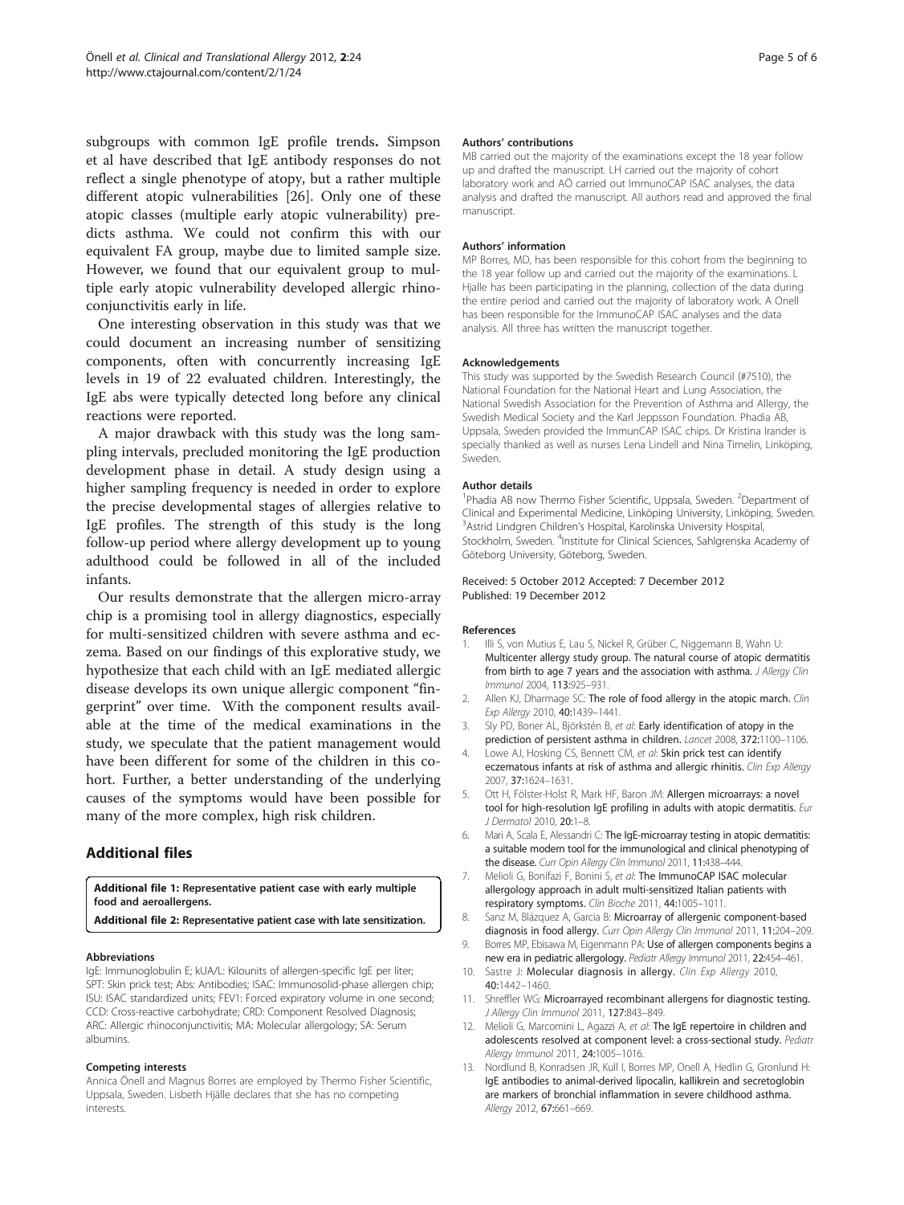subgroups with common IgE profile trends**.** Simpson et al have described that IgE antibody responses do not reflect a single phenotype of atopy, but a rather multiple different atopic vulnerabilities [26]. Only one of these atopic classes (multiple early atopic vulnerability) predicts asthma. We could not confirm this with our equivalent FA group, maybe due to limited sample size. However, we found that our equivalent group to multiple early atopic vulnerability developed allergic rhinoconjunctivitis early in life.

One interesting observation in this study was that we could document an increasing number of sensitizing components, often with concurrently increasing IgE levels in 19 of 22 evaluated children. Interestingly, the IgE abs were typically detected long before any clinical reactions were reported.

A major drawback with this study was the long sampling intervals, precluded monitoring the IgE production development phase in detail. A study design using a higher sampling frequency is needed in order to explore the precise developmental stages of allergies relative to IgE profiles. The strength of this study is the long follow-up period where allergy development up to young adulthood could be followed in all of the included infants.

Our results demonstrate that the allergen micro-array chip is a promising tool in allergy diagnostics, especially for multi-sensitized children with severe asthma and eczema. Based on our findings of this explorative study, we hypothesize that each child with an IgE mediated allergic disease develops its own unique allergic component "fingerprint" over time. With the component results available at the time of the medical examinations in the study, we speculate that the patient management would have been different for some of the children in this cohort. Further, a better understanding of the underlying causes of the symptoms would have been possible for many of the more complex, high risk children.

## Additional files

**Additional file 1: Representative patient case with early multiple food and aeroallergens.**

**Additional file 2: Representative patient case with late sensitization.**

#### Abbreviations

IgE: Immunoglobulin E; kUA/L: Kilounits of allergen-specific IgE per liter; SPT: Skin prick test; Abs: Antibodies; ISAC: Immunosolid-phase allergen chip; ISU: ISAC standardized units; FEV1: Forced expiratory volume in one second; CCD: Cross-reactive carbohydrate; CRD: Component Resolved Diagnosis; ARC: Allergic rhinoconjunctivitis; MA: Molecular allergology; SA: Serum albumins.

#### Competing interests

Annica Önell and Magnus Borres are employed by Thermo Fisher Scientific, Uppsala, Sweden. Lisbeth Hjälle declares that she has no competing interests.

#### Authors' contributions

MB carried out the majority of the examinations except the 18 year follow up and drafted the manuscript. LH carried out the majority of cohort laboratory work and AÖ carried out ImmunoCAP ISAC analyses, the data analysis and drafted the manuscript. All authors read and approved the final manuscript.

#### Authors' information

MP Borres, MD, has been responsible for this cohort from the beginning to the 18 year follow up and carried out the majority of the examinations. L Hjalle has been participating in the planning, collection of the data during the entire period and carried out the majority of laboratory work. A Onell has been responsible for the ImmunoCAP ISAC analyses and the data analysis. All three has written the manuscript together.

#### Acknowledgements

This study was supported by the Swedish Research Council (#7510), the National Foundation for the National Heart and Lung Association, the National Swedish Association for the Prevention of Asthma and Allergy, the Swedish Medical Society and the Karl Jeppsson Foundation. Phadia AB, Uppsala, Sweden provided the ImmunCAP ISAC chips. Dr Kristina Irander is specially thanked as well as nurses Lena Lindell and Nina Timelin, Linköping, Sweden.

#### Author details

[1]Phadia AB now Thermo Fisher Scientific, Uppsala, Sweden. [2]Department of Clinical and Experimental Medicine, Linköping University, Linköping, Sweden. [3]Astrid Lindgren Children's Hospital, Karolinska University Hospital, Stockholm, Sweden. [4]Institute for Clinical Sciences, Sahlgrenska Academy of Göteborg University, Göteborg, Sweden.

Received: 5 October 2012 Accepted: 7 December 2012
Published: 19 December 2012

#### References

1. Illi S, von Mutius E, Lau S, Nickel R, Grüber C, Niggemann B, Wahn U: **Multicenter allergy study group. The natural course of atopic dermatitis from birth to age 7 years and the association with asthma.** *J Allergy Clin Immunol* 2004, **113:**925–931.
2. Allen KJ, Dharmage SC: **The role of food allergy in the atopic march.** *Clin Exp Allergy* 2010, **40:**1439–1441.
3. Sly PD, Boner AL, Björkstén B, *et al*: **Early identification of atopy in the prediction of persistent asthma in children.** *Lancet* 2008, **372:**1100–1106.
4. Lowe AJ, Hosking CS, Bennett CM, *et al*: **Skin prick test can identify eczematous infants at risk of asthma and allergic rhinitis.** *Clin Exp Allergy* 2007, **37:**1624–1631.
5. Ott H, Fölster-Holst R, Mark HF, Baron JM: **Allergen microarrays: a novel tool for high-resolution IgE profiling in adults with atopic dermatitis.** *Eur J Dermatol* 2010, **20:**1–8.
6. Mari A, Scala E, Alessandri C: **The IgE-microarray testing in atopic dermatitis: a suitable modern tool for the immunological and clinical phenotyping of the disease.** *Curr Opin Allergy Clin Immunol* 2011, **11:**438–444.
7. Melioli G, Bonifazi F, Bonini S, *et al*: **The ImmunoCAP ISAC molecular allergology approach in adult multi-sensitized Italian patients with respiratory symptoms.** *Clin Bioche* 2011, **44:**1005–1011.
8. Sanz M, Blázquez A, Garcia B: **Microarray of allergenic component-based diagnosis in food allergy.** *Curr Opin Allergy Clin Immunol* 2011, **11:**204–209.
9. Borres MP, Ebisawa M, Eigenmann PA: **Use of allergen components begins a new era in pediatric allergology.** *Pediatr Allergy Immunol* 2011, **22:**454–461.
10. Sastre J: **Molecular diagnosis in allergy.** *Clin Exp Allergy* 2010, **40:**1442–1460.
11. Shreffler WG: **Microarrayed recombinant allergens for diagnostic testing.** *J Allergy Clin Immunol* 2011, **127:**843–849.
12. Melioli G, Marcomini L, Agazzi A, *et al*: **The IgE repertoire in children and adolescents resolved at component level: a cross-sectional study.** *Pediatr Allergy Immunol* 2011, **24:**1005–1016.
13. Nordlund B, Konradsen JR, Kull I, Borres MP, Onell A, Hedlin G, Gronlund H: **IgE antibodies to animal-derived lipocalin, kallikrein and secretoglobin are markers of bronchial inflammation in severe childhood asthma.** *Allergy* 2012, **67:**661–669.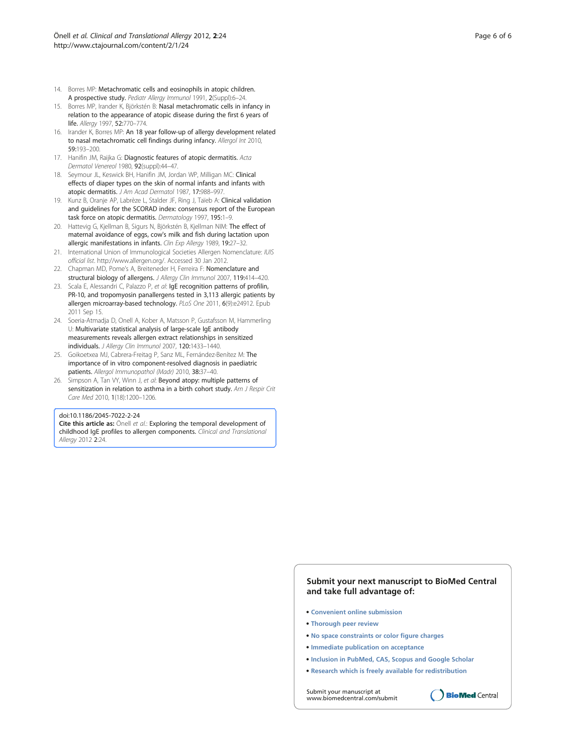14. Borres MP: Metachromatic cells and eosinophils in atopic children. A prospective study. *Pediatr Allergy Immunol* 1991, **2**(Suppl):6–24.
15. Borres MP, Irander K, Björkstén B: Nasal metachromatic cells in infancy in relation to the appearance of atopic disease during the first 6 years of life. *Allergy* 1997, **52**:770–774.
16. Irander K, Borres MP: An 18 year follow-up of allergy development related to nasal metachromatic cell findings during infancy. *Allergol Int* 2010, **59**:193–200.
17. Hanifin JM, Raijka G: Diagnostic features of atopic dermatitis. *Acta Dermatol Venereol* 1980, **92**(suppl):44–47.
18. Seymour JL, Keswick BH, Hanifin JM, Jordan WP, Milligan MC: Clinical effects of diaper types on the skin of normal infants and infants with atopic dermatitis. *J Am Acad Dermatol* 1987, **17**:988–997.
19. Kunz B, Oranje AP, Labrèze L, Stalder JF, Ring J, Taïeb A: Clinical validation and guidelines for the SCORAD index: consensus report of the European task force on atopic dermatitis. *Dermatology* 1997, **195**:1–9.
20. Hattevig G, Kjellman B, Sigurs N, Björkstén B, Kjellman NIM: The effect of maternal avoidance of eggs, cow's milk and fish during lactation upon allergic manifestations in infants. *Clin Exp Allergy* 1989, **19**:27–32.
21. International Union of Immunological Societies Allergen Nomenclature: *IUIS official list*. http://www.allergen.org/. Accessed 30 Jan 2012.
22. Chapman MD, Pome's A, Breiteneder H, Ferreira F: Nomenclature and structural biology of allergens. *J Allergy Clin Immunol* 2007, **119**:414–420.
23. Scala E, Alessandri C, Palazzo P, *et al*: IgE recognition patterns of profilin, PR-10, and tropomyosin panallergens tested in 3,113 allergic patients by allergen microarray-based technology. *PLoS One* 2011, **6**(9):e24912. Epub 2011 Sep 15.
24. Soeria-Atmadja D, Onell A, Kober A, Matsson P, Gustafsson M, Hammerling U: Multivariate statistical analysis of large-scale IgE antibody measurements reveals allergen extract relationships in sensitized individuals. *J Allergy Clin Immunol* 2007, **120**:1433–1440.
25. Goikoetxea MJ, Cabrera-Freitag P, Sanz ML, Fernández-Benítez M: The importance of in vitro component-resolved diagnosis in paediatric patients. *Allergol Immunopathol (Madr)* 2010, **38**:37–40.
26. Simpson A, Tan VY, Winn J, *et al*: Beyond atopy: multiple patterns of sensitization in relation to asthma in a birth cohort study. *Am J Respir Crit Care Med* 2010, **1**(18):1200–1206.

doi:10.1186/2045-7022-2-24

**Cite this article as:** Önell *et al.*: Exploring the temporal development of childhood IgE profiles to allergen components. *Clinical and Translational Allergy* 2012 **2**:24.

**Submit your next manuscript to BioMed Central and take full advantage of:**

- Convenient online submission
- Thorough peer review
- No space constraints or color figure charges
- Immediate publication on acceptance
- Inclusion in PubMed, CAS, Scopus and Google Scholar
- Research which is freely available for redistribution

Submit your manuscript at www.biomedcentral.com/submit